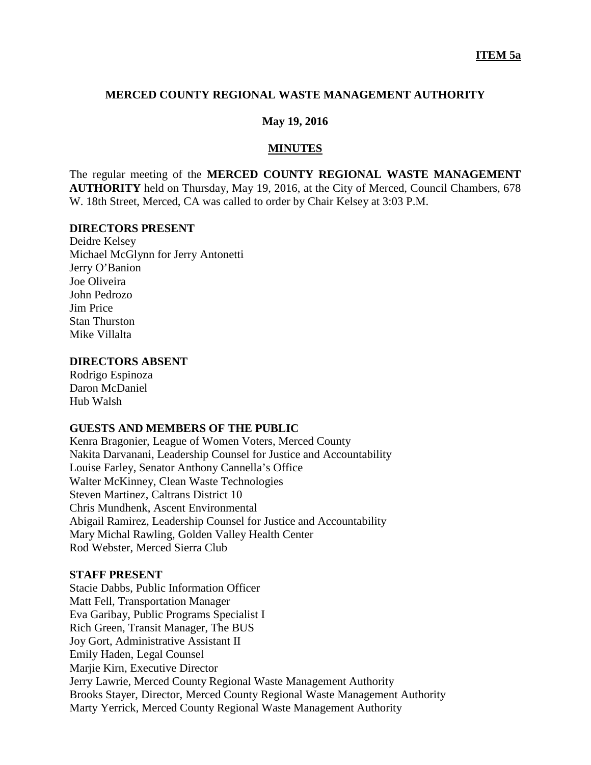**ITEM 5a**

# MERCED COUNTY REGIONAL WASTE MANAGEMENT AUTHORITY

## May 19, 2016

## MINUTES

The regular meeting of the **MERCED COUNTY REGIONAL WASTE MANAGEMENT AUTHORITY** held on Thursday, May 19, 2016, at the City of Merced, Council Chambers, 678 W. 18th Street, Merced, CA was called to order by Chair Kelsey at 3:03 P.M.

**DIRECTORS PRESENT**

Deidre Kelsey
Michael McGlynn for Jerry Antonetti
Jerry O'Banion
Joe Oliveira
John Pedrozo
Jim Price
Stan Thurston
Mike Villalta

**DIRECTORS ABSENT**

Rodrigo Espinoza
Daron McDaniel
Hub Walsh

**GUESTS AND MEMBERS OF THE PUBLIC**

Kenra Bragonier, League of Women Voters, Merced County
Nakita Darvanani, Leadership Counsel for Justice and Accountability
Louise Farley, Senator Anthony Cannella's Office
Walter McKinney, Clean Waste Technologies
Steven Martinez, Caltrans District 10
Chris Mundhenk, Ascent Environmental
Abigail Ramirez, Leadership Counsel for Justice and Accountability
Mary Michal Rawling, Golden Valley Health Center
Rod Webster, Merced Sierra Club

**STAFF PRESENT**

Stacie Dabbs, Public Information Officer
Matt Fell, Transportation Manager
Eva Garibay, Public Programs Specialist I
Rich Green, Transit Manager, The BUS
Joy Gort, Administrative Assistant II
Emily Haden, Legal Counsel
Marjie Kirn, Executive Director
Jerry Lawrie, Merced County Regional Waste Management Authority
Brooks Stayer, Director, Merced County Regional Waste Management Authority
Marty Yerrick, Merced County Regional Waste Management Authority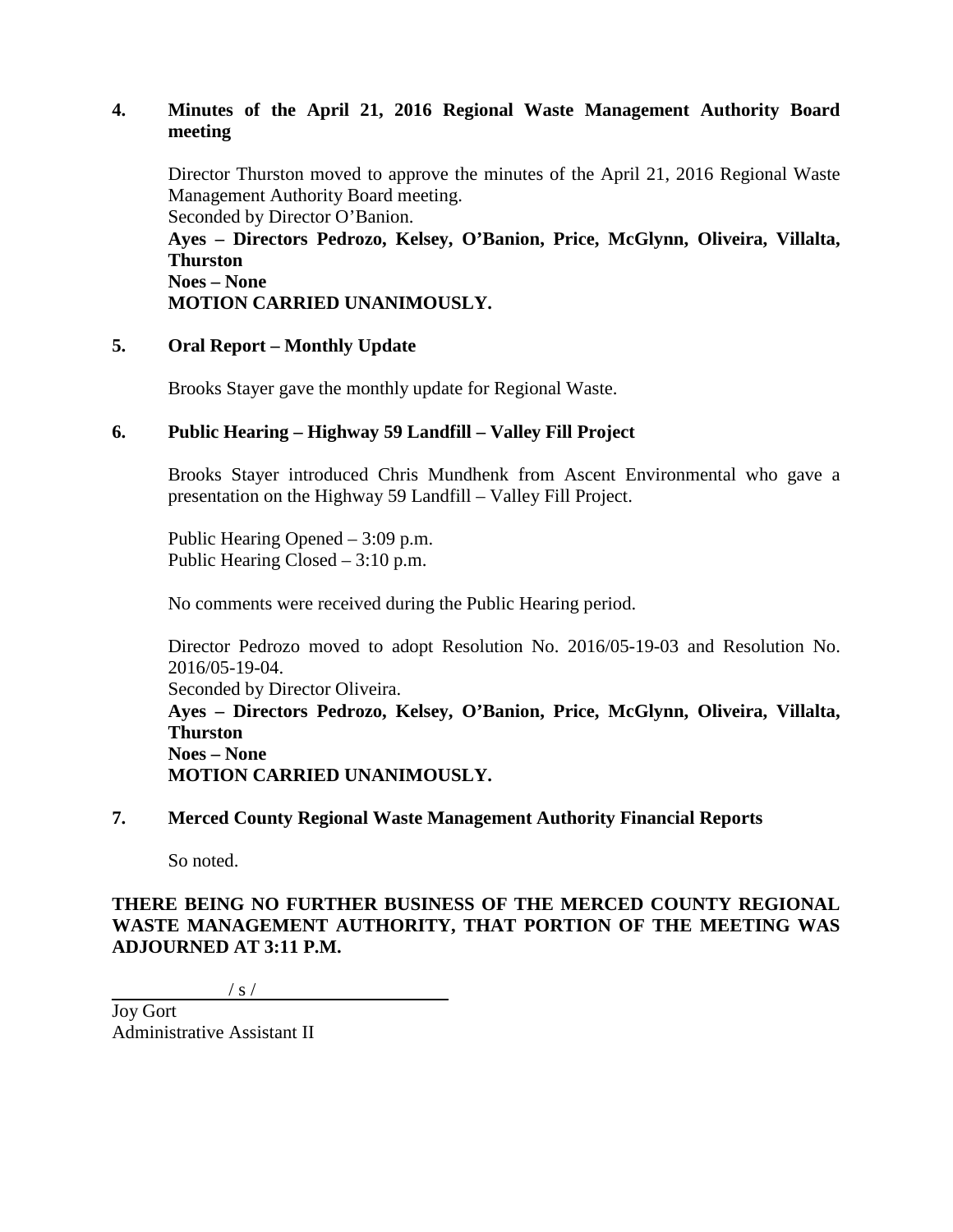**4. Minutes of the April 21, 2016 Regional Waste Management Authority Board meeting**

Director Thurston moved to approve the minutes of the April 21, 2016 Regional Waste Management Authority Board meeting.
Seconded by Director O'Banion.
**Ayes – Directors Pedrozo, Kelsey, O'Banion, Price, McGlynn, Oliveira, Villalta, Thurston**
**Noes – None**
**MOTION CARRIED UNANIMOUSLY.**

**5. Oral Report – Monthly Update**

Brooks Stayer gave the monthly update for Regional Waste.

**6. Public Hearing – Highway 59 Landfill – Valley Fill Project**

Brooks Stayer introduced Chris Mundhenk from Ascent Environmental who gave a presentation on the Highway 59 Landfill – Valley Fill Project.

Public Hearing Opened – 3:09 p.m.
Public Hearing Closed – 3:10 p.m.

No comments were received during the Public Hearing period.

Director Pedrozo moved to adopt Resolution No. 2016/05-19-03 and Resolution No. 2016/05-19-04.
Seconded by Director Oliveira.
**Ayes – Directors Pedrozo, Kelsey, O'Banion, Price, McGlynn, Oliveira, Villalta, Thurston**
**Noes – None**
**MOTION CARRIED UNANIMOUSLY.**

**7. Merced County Regional Waste Management Authority Financial Reports**

So noted.

**THERE BEING NO FURTHER BUSINESS OF THE MERCED COUNTY REGIONAL WASTE MANAGEMENT AUTHORITY, THAT PORTION OF THE MEETING WAS ADJOURNED AT 3:11 P.M.**

/ s /

Joy Gort
Administrative Assistant II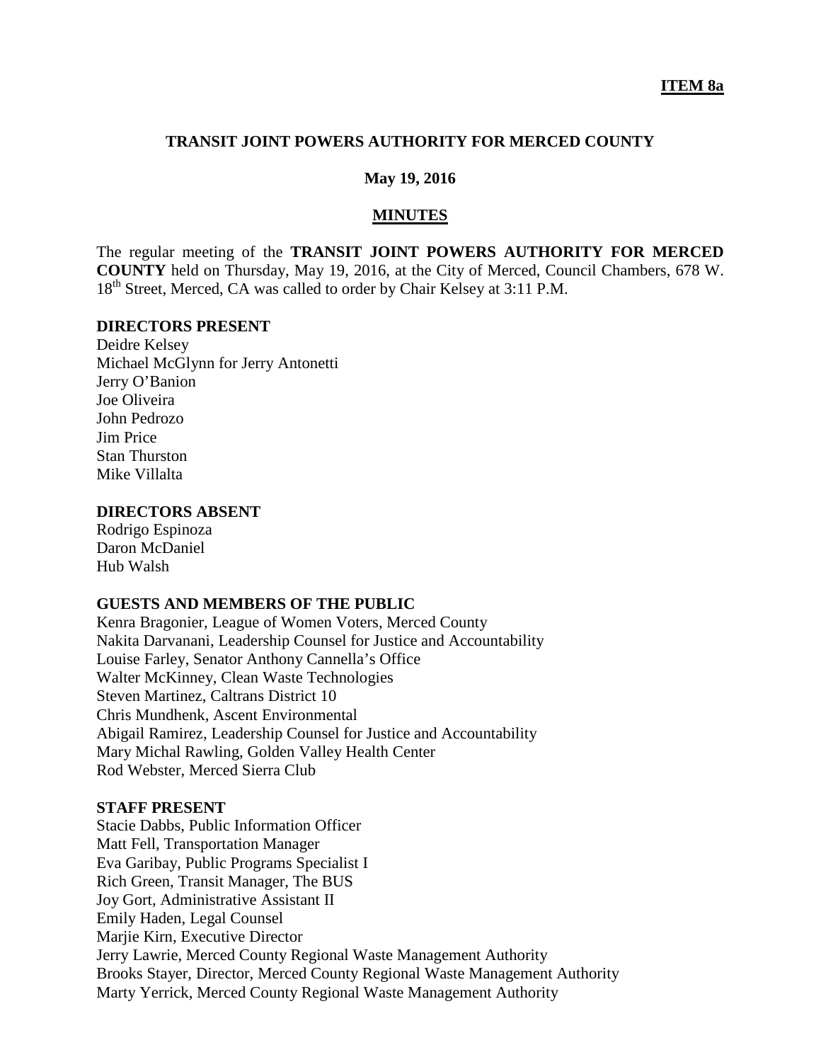**ITEM 8a**

# TRANSIT JOINT POWERS AUTHORITY FOR MERCED COUNTY

## May 19, 2016

## MINUTES

The regular meeting of the **TRANSIT JOINT POWERS AUTHORITY FOR MERCED COUNTY** held on Thursday, May 19, 2016, at the City of Merced, Council Chambers, 678 W. 18th Street, Merced, CA was called to order by Chair Kelsey at 3:11 P.M.

### DIRECTORS PRESENT

Deidre Kelsey
Michael McGlynn for Jerry Antonetti
Jerry O'Banion
Joe Oliveira
John Pedrozo
Jim Price
Stan Thurston
Mike Villalta

### DIRECTORS ABSENT

Rodrigo Espinoza
Daron McDaniel
Hub Walsh

### GUESTS AND MEMBERS OF THE PUBLIC

Kenra Bragonier, League of Women Voters, Merced County
Nakita Darvanani, Leadership Counsel for Justice and Accountability
Louise Farley, Senator Anthony Cannella's Office
Walter McKinney, Clean Waste Technologies
Steven Martinez, Caltrans District 10
Chris Mundhenk, Ascent Environmental
Abigail Ramirez, Leadership Counsel for Justice and Accountability
Mary Michal Rawling, Golden Valley Health Center
Rod Webster, Merced Sierra Club

### STAFF PRESENT

Stacie Dabbs, Public Information Officer
Matt Fell, Transportation Manager
Eva Garibay, Public Programs Specialist I
Rich Green, Transit Manager, The BUS
Joy Gort, Administrative Assistant II
Emily Haden, Legal Counsel
Marjie Kirn, Executive Director
Jerry Lawrie, Merced County Regional Waste Management Authority
Brooks Stayer, Director, Merced County Regional Waste Management Authority
Marty Yerrick, Merced County Regional Waste Management Authority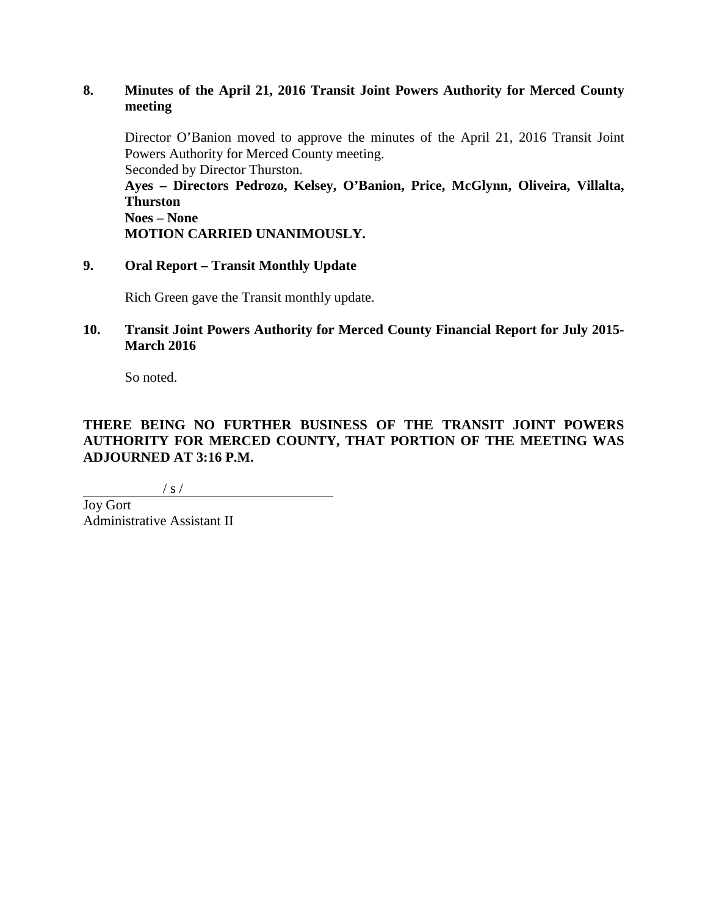**8. Minutes of the April 21, 2016 Transit Joint Powers Authority for Merced County meeting**

Director O'Banion moved to approve the minutes of the April 21, 2016 Transit Joint Powers Authority for Merced County meeting.
Seconded by Director Thurston.
**Ayes – Directors Pedrozo, Kelsey, O'Banion, Price, McGlynn, Oliveira, Villalta, Thurston**
**Noes – None**
**MOTION CARRIED UNANIMOUSLY.**

**9. Oral Report – Transit Monthly Update**

Rich Green gave the Transit monthly update.

**10. Transit Joint Powers Authority for Merced County Financial Report for July 2015-March 2016**

So noted.

**THERE BEING NO FURTHER BUSINESS OF THE TRANSIT JOINT POWERS AUTHORITY FOR MERCED COUNTY, THAT PORTION OF THE MEETING WAS ADJOURNED AT 3:16 P.M.**

/ s /

Joy Gort
Administrative Assistant II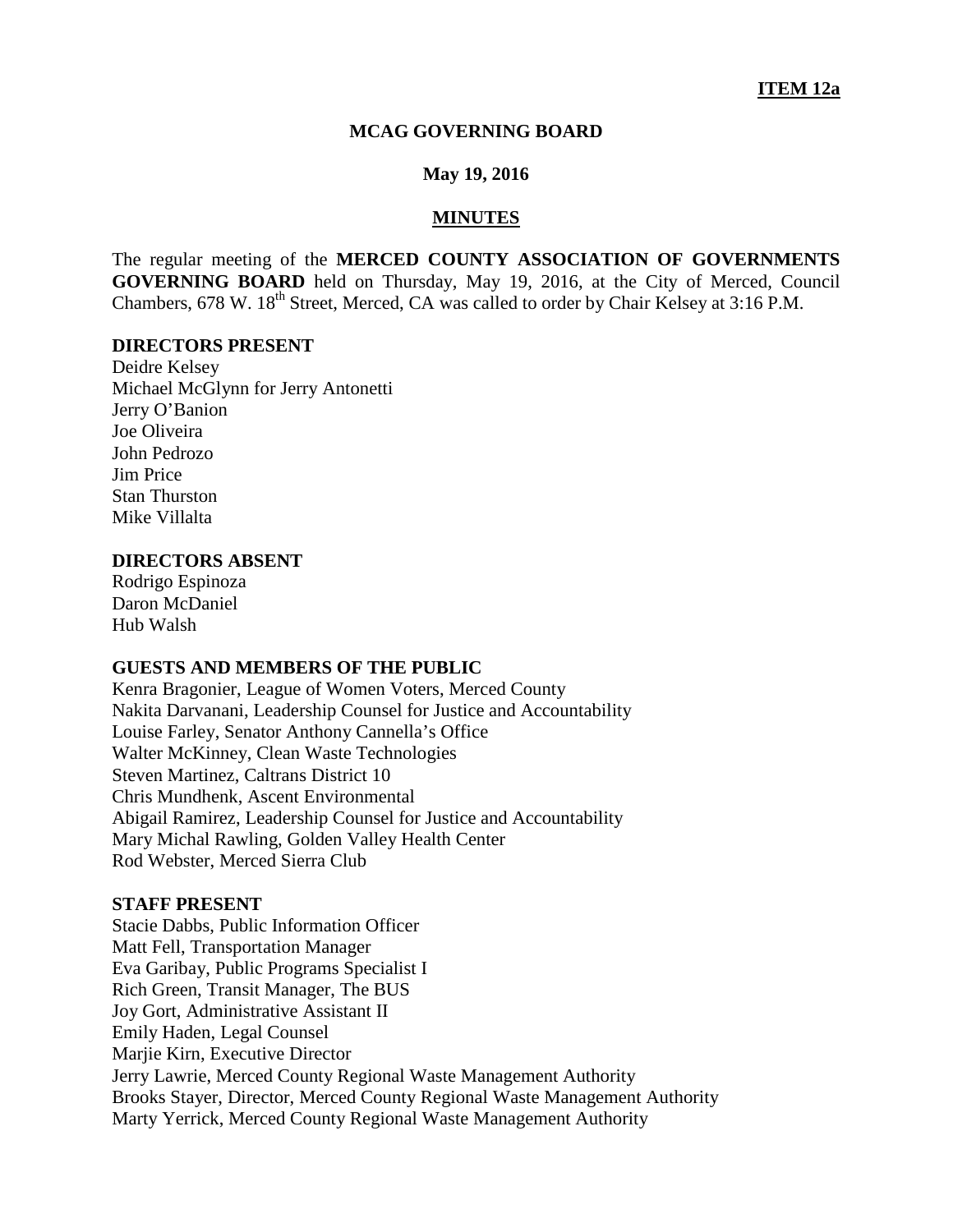**ITEM 12a**

**MCAG GOVERNING BOARD**

**May 19, 2016**

**MINUTES**

The regular meeting of the **MERCED COUNTY ASSOCIATION OF GOVERNMENTS GOVERNING BOARD** held on Thursday, May 19, 2016, at the City of Merced, Council Chambers, 678 W. 18th Street, Merced, CA was called to order by Chair Kelsey at 3:16 P.M.

**DIRECTORS PRESENT**

Deidre Kelsey
Michael McGlynn for Jerry Antonetti
Jerry O'Banion
Joe Oliveira
John Pedrozo
Jim Price
Stan Thurston
Mike Villalta

**DIRECTORS ABSENT**

Rodrigo Espinoza
Daron McDaniel
Hub Walsh

**GUESTS AND MEMBERS OF THE PUBLIC**

Kenra Bragonier, League of Women Voters, Merced County
Nakita Darvanani, Leadership Counsel for Justice and Accountability
Louise Farley, Senator Anthony Cannella's Office
Walter McKinney, Clean Waste Technologies
Steven Martinez, Caltrans District 10
Chris Mundhenk, Ascent Environmental
Abigail Ramirez, Leadership Counsel for Justice and Accountability
Mary Michal Rawling, Golden Valley Health Center
Rod Webster, Merced Sierra Club

**STAFF PRESENT**

Stacie Dabbs, Public Information Officer
Matt Fell, Transportation Manager
Eva Garibay, Public Programs Specialist I
Rich Green, Transit Manager, The BUS
Joy Gort, Administrative Assistant II
Emily Haden, Legal Counsel
Marjie Kirn, Executive Director
Jerry Lawrie, Merced County Regional Waste Management Authority
Brooks Stayer, Director, Merced County Regional Waste Management Authority
Marty Yerrick, Merced County Regional Waste Management Authority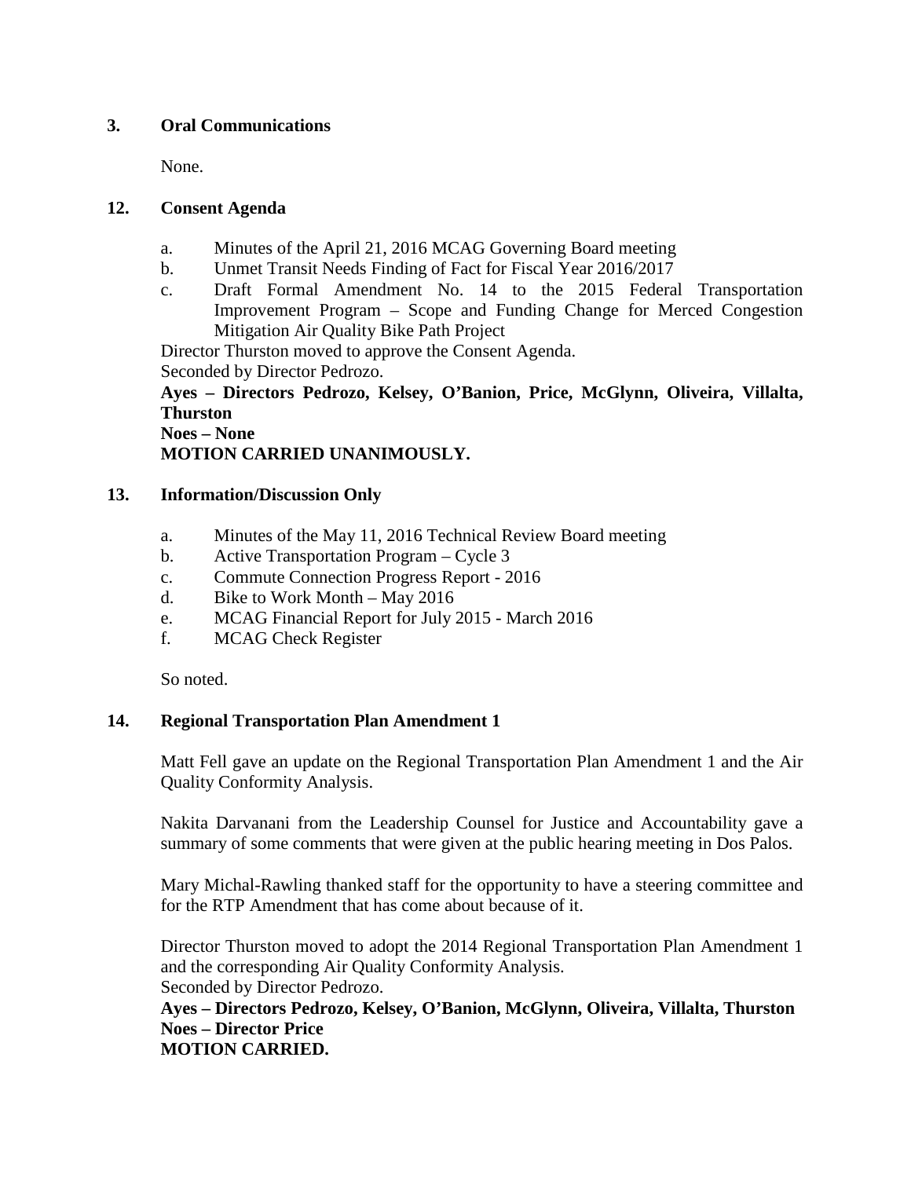### 3. Oral Communications

None.

### 12. Consent Agenda

a. Minutes of the April 21, 2016 MCAG Governing Board meeting
b. Unmet Transit Needs Finding of Fact for Fiscal Year 2016/2017
c. Draft Formal Amendment No. 14 to the 2015 Federal Transportation Improvement Program – Scope and Funding Change for Merced Congestion Mitigation Air Quality Bike Path Project

Director Thurston moved to approve the Consent Agenda.
Seconded by Director Pedrozo.
**Ayes – Directors Pedrozo, Kelsey, O'Banion, Price, McGlynn, Oliveira, Villalta, Thurston**
**Noes – None**
**MOTION CARRIED UNANIMOUSLY.**

### 13. Information/Discussion Only

a. Minutes of the May 11, 2016 Technical Review Board meeting
b. Active Transportation Program – Cycle 3
c. Commute Connection Progress Report - 2016
d. Bike to Work Month – May 2016
e. MCAG Financial Report for July 2015 - March 2016
f. MCAG Check Register

So noted.

### 14. Regional Transportation Plan Amendment 1

Matt Fell gave an update on the Regional Transportation Plan Amendment 1 and the Air Quality Conformity Analysis.

Nakita Darvanani from the Leadership Counsel for Justice and Accountability gave a summary of some comments that were given at the public hearing meeting in Dos Palos.

Mary Michal-Rawling thanked staff for the opportunity to have a steering committee and for the RTP Amendment that has come about because of it.

Director Thurston moved to adopt the 2014 Regional Transportation Plan Amendment 1 and the corresponding Air Quality Conformity Analysis.
Seconded by Director Pedrozo.
**Ayes – Directors Pedrozo, Kelsey, O'Banion, McGlynn, Oliveira, Villalta, Thurston**
**Noes – Director Price**
**MOTION CARRIED.**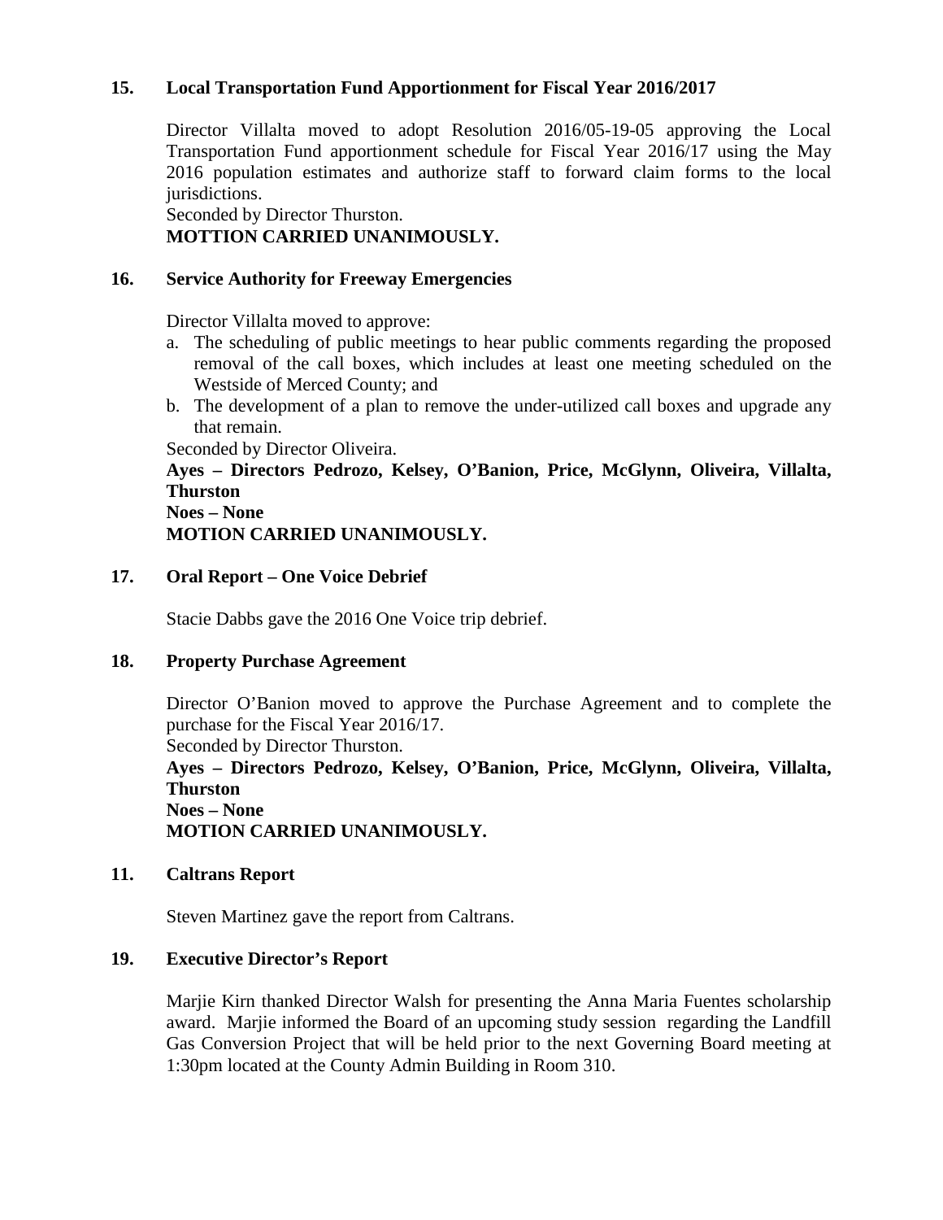**15. Local Transportation Fund Apportionment for Fiscal Year 2016/2017**

Director Villalta moved to adopt Resolution 2016/05-19-05 approving the Local Transportation Fund apportionment schedule for Fiscal Year 2016/17 using the May 2016 population estimates and authorize staff to forward claim forms to the local jurisdictions.
Seconded by Director Thurston.
**MOTTION CARRIED UNANIMOUSLY.**

**16. Service Authority for Freeway Emergencies**

Director Villalta moved to approve:

a. The scheduling of public meetings to hear public comments regarding the proposed removal of the call boxes, which includes at least one meeting scheduled on the Westside of Merced County; and
b. The development of a plan to remove the under-utilized call boxes and upgrade any that remain.

Seconded by Director Oliveira.
**Ayes – Directors Pedrozo, Kelsey, O'Banion, Price, McGlynn, Oliveira, Villalta, Thurston**
**Noes – None**
**MOTION CARRIED UNANIMOUSLY.**

**17. Oral Report – One Voice Debrief**

Stacie Dabbs gave the 2016 One Voice trip debrief.

**18. Property Purchase Agreement**

Director O'Banion moved to approve the Purchase Agreement and to complete the purchase for the Fiscal Year 2016/17.
Seconded by Director Thurston.
**Ayes – Directors Pedrozo, Kelsey, O'Banion, Price, McGlynn, Oliveira, Villalta, Thurston**
**Noes – None**
**MOTION CARRIED UNANIMOUSLY.**

**11. Caltrans Report**

Steven Martinez gave the report from Caltrans.

**19. Executive Director's Report**

Marjie Kirn thanked Director Walsh for presenting the Anna Maria Fuentes scholarship award. Marjie informed the Board of an upcoming study session regarding the Landfill Gas Conversion Project that will be held prior to the next Governing Board meeting at 1:30pm located at the County Admin Building in Room 310.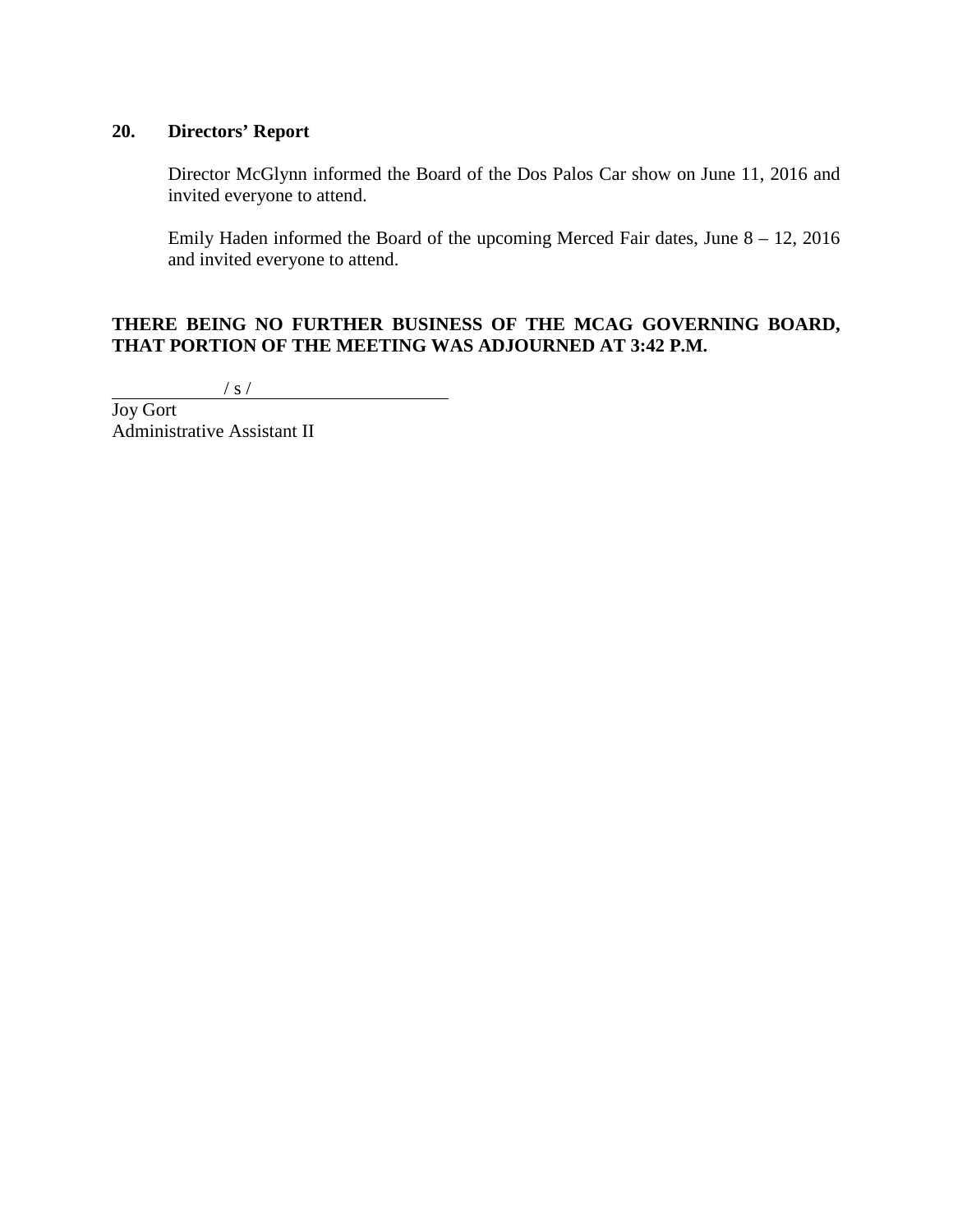## 20. Directors' Report

Director McGlynn informed the Board of the Dos Palos Car show on June 11, 2016 and invited everyone to attend.

Emily Haden informed the Board of the upcoming Merced Fair dates, June 8 – 12, 2016 and invited everyone to attend.

**THERE BEING NO FURTHER BUSINESS OF THE MCAG GOVERNING BOARD, THAT PORTION OF THE MEETING WAS ADJOURNED AT 3:42 P.M.**

/ s /

Joy Gort
Administrative Assistant II